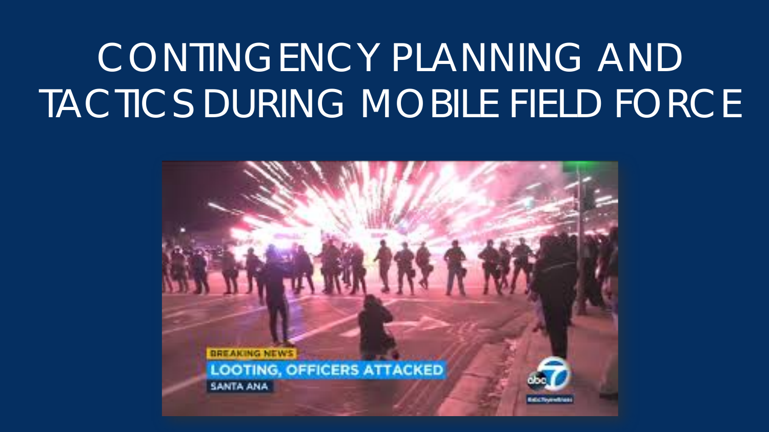# CONTINGENCY PLANNING AND TACTICS DURING MOBILE FIELD FORCE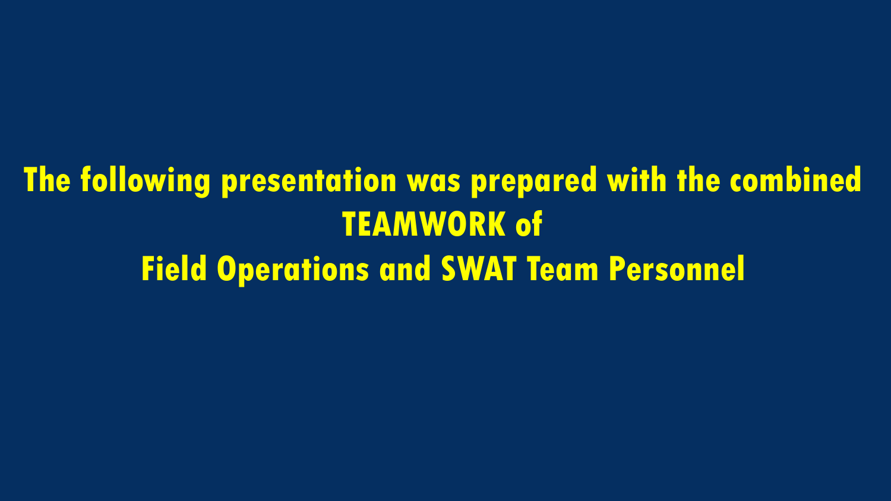**The following presentation was prepared with the combined TEAMWORK of**

**Field Operations and SWAT Team Personnel**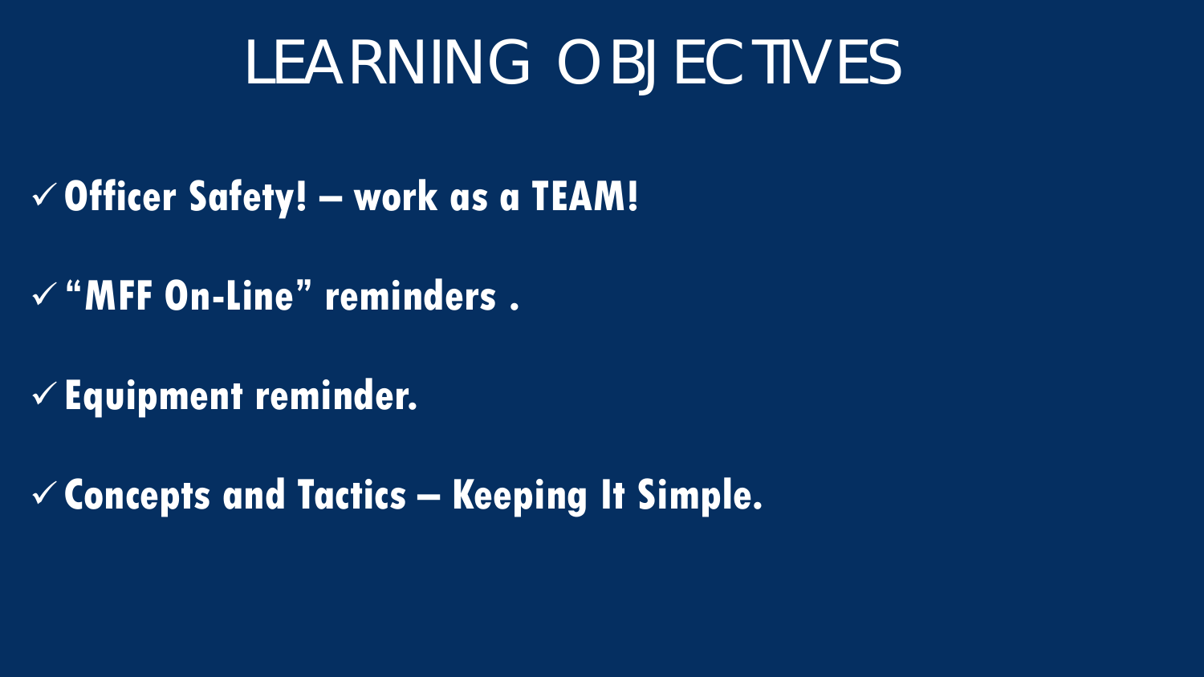# LEARNING OBJECTIVES

- ✓ **Officer Safety! – work as a TEAM!**
- ✓ **“MFF On-Line” reminders .**
- ✓ **Equipment reminder.**
- ✓ **Concepts and Tactics – Keeping It Simple.**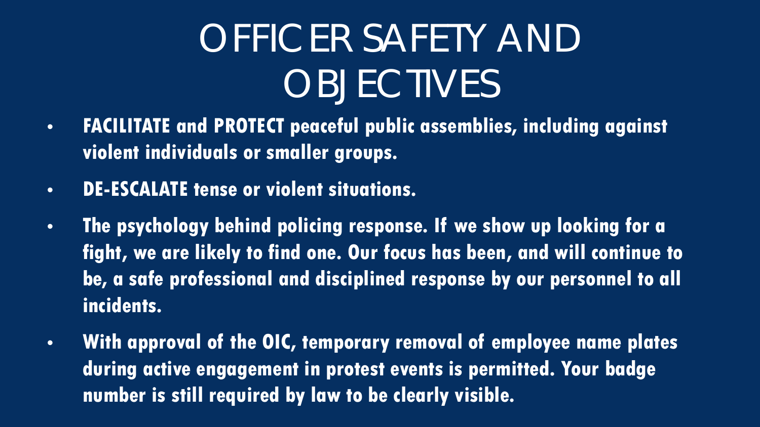# OFFICER SAFETY AND OBJECTIVES

- **FACILITATE and PROTECT peaceful public assemblies, including against violent individuals or smaller groups.**
- **DE-ESCALATE tense or violent situations.**
- **The psychology behind policing response. If we show up looking for a fight, we are likely to find one. Our focus has been, and will continue to be, a safe professional and disciplined response by our personnel to all incidents.**
- **With approval of the OIC, temporary removal of employee name plates during active engagement in protest events is permitted. Your badge number is still required by law to be clearly visible.**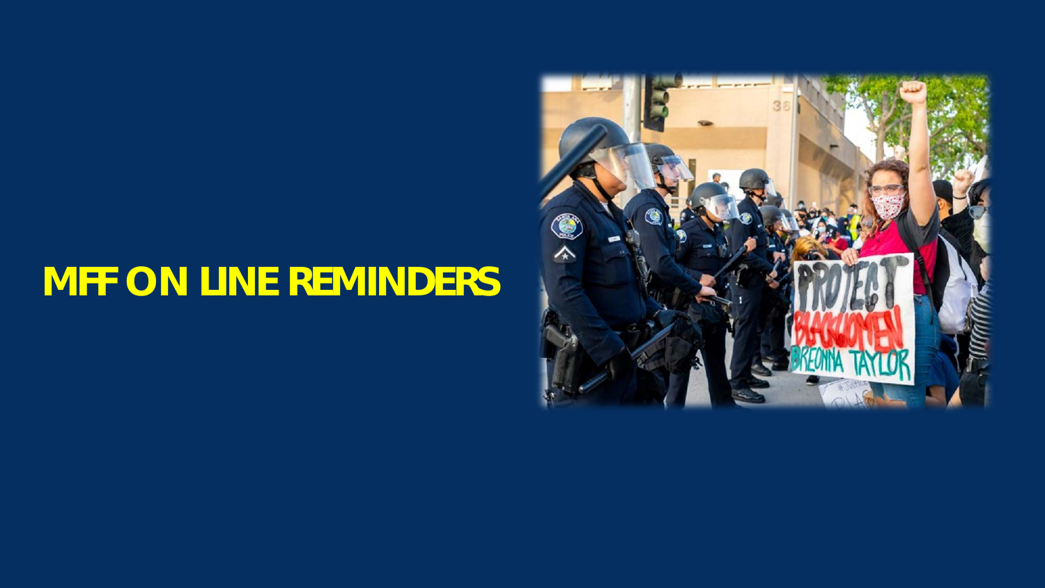# MFF ON LINE REMINDERS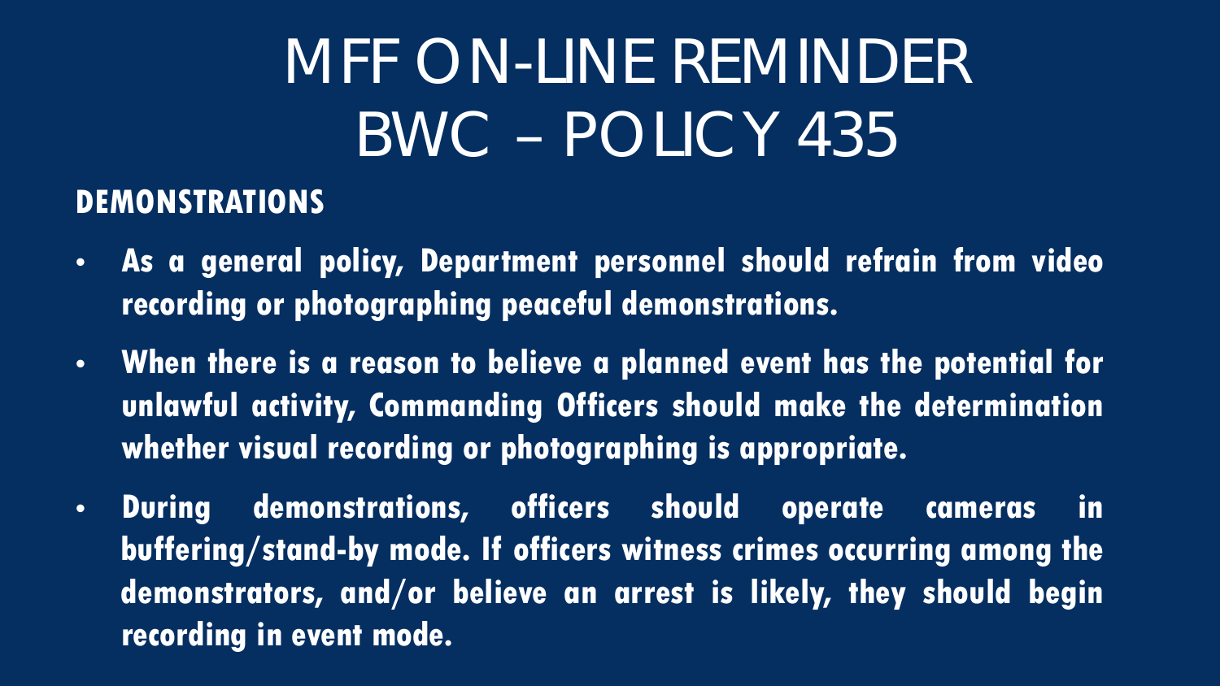# MFF ON-LINE REMINDER BWC – POLICY 435

## DEMONSTRATIONS

- **As a general policy, Department personnel should refrain from video recording or photographing peaceful demonstrations.**
- **When there is a reason to believe a planned event has the potential for unlawful activity, Commanding Officers should make the determination whether visual recording or photographing is appropriate.**
- **During demonstrations, officers should operate cameras in buffering/stand-by mode. If officers witness crimes occurring among the demonstrators, and/or believe an arrest is likely, they should begin recording in event mode.**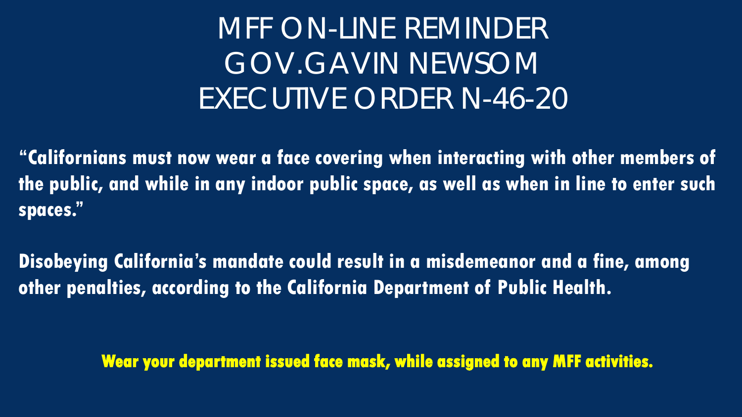# MFF ON-LINE REMINDER
# GOV.GAVIN NEWSOM
# EXECUTIVE ORDER N-46-20

**"Californians must now wear a face covering when interacting with other members of the public, and while in any indoor public space, as well as when in line to enter such spaces."**

**Disobeying California's mandate could result in a misdemeanor and a fine, among other penalties, according to the California Department of Public Health.**

**Wear your department issued face mask, while assigned to any MFF activities.**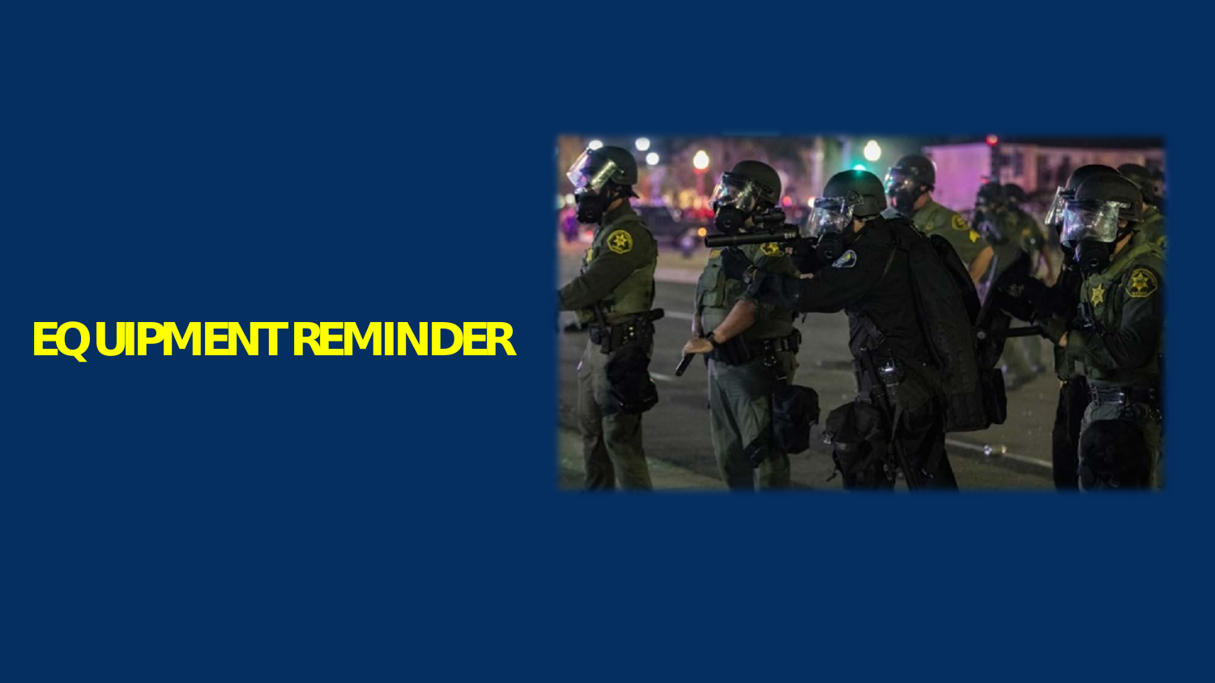# EQUIPMENT REMINDER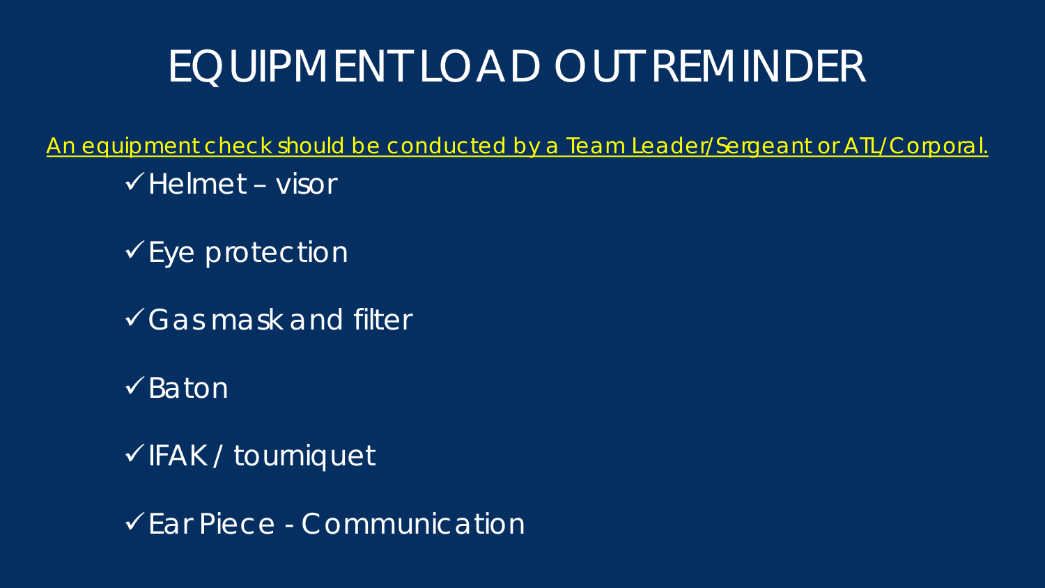# EQUIPMENT LOAD OUT REMINDER

An equipment check should be conducted by a Team Leader/Sergeant or ATL/Corporal.

- ✓ Helmet – visor
- ✓ Eye protection
- ✓ Gas mask and filter
- ✓ Baton
- ✓ IFAK / tourniquet
- ✓ Ear Piece - Communication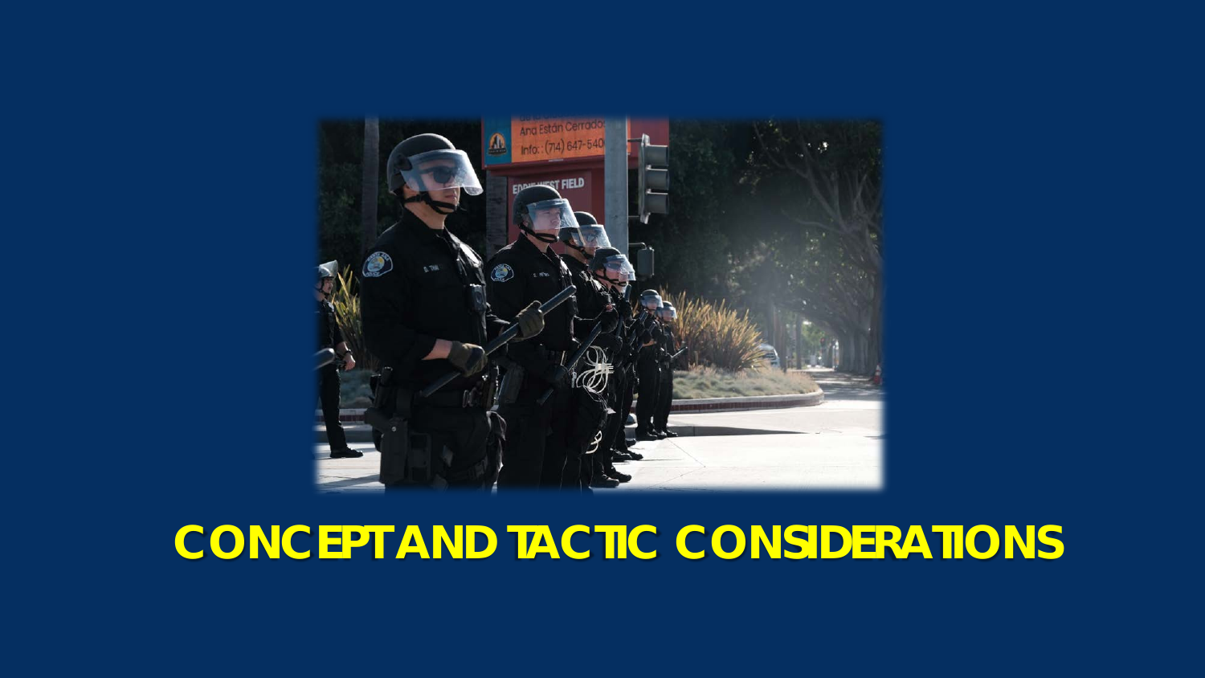# CONCEPT AND TACTIC CONSIDERATIONS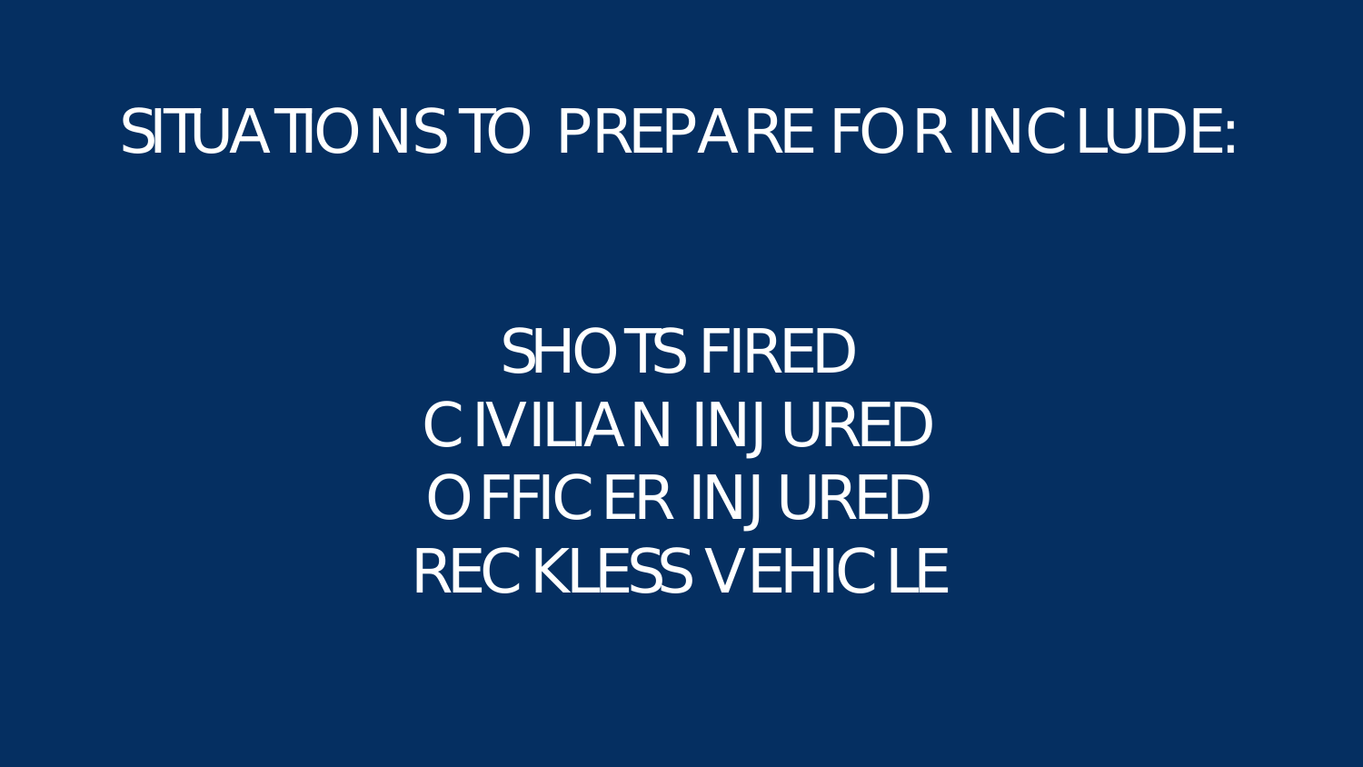# SITUATIONS TO PREPARE FOR INCLUDE:

SHOTS FIRED
CIVILIAN INJURED
OFFICER INJURED
RECKLESS VEHICLE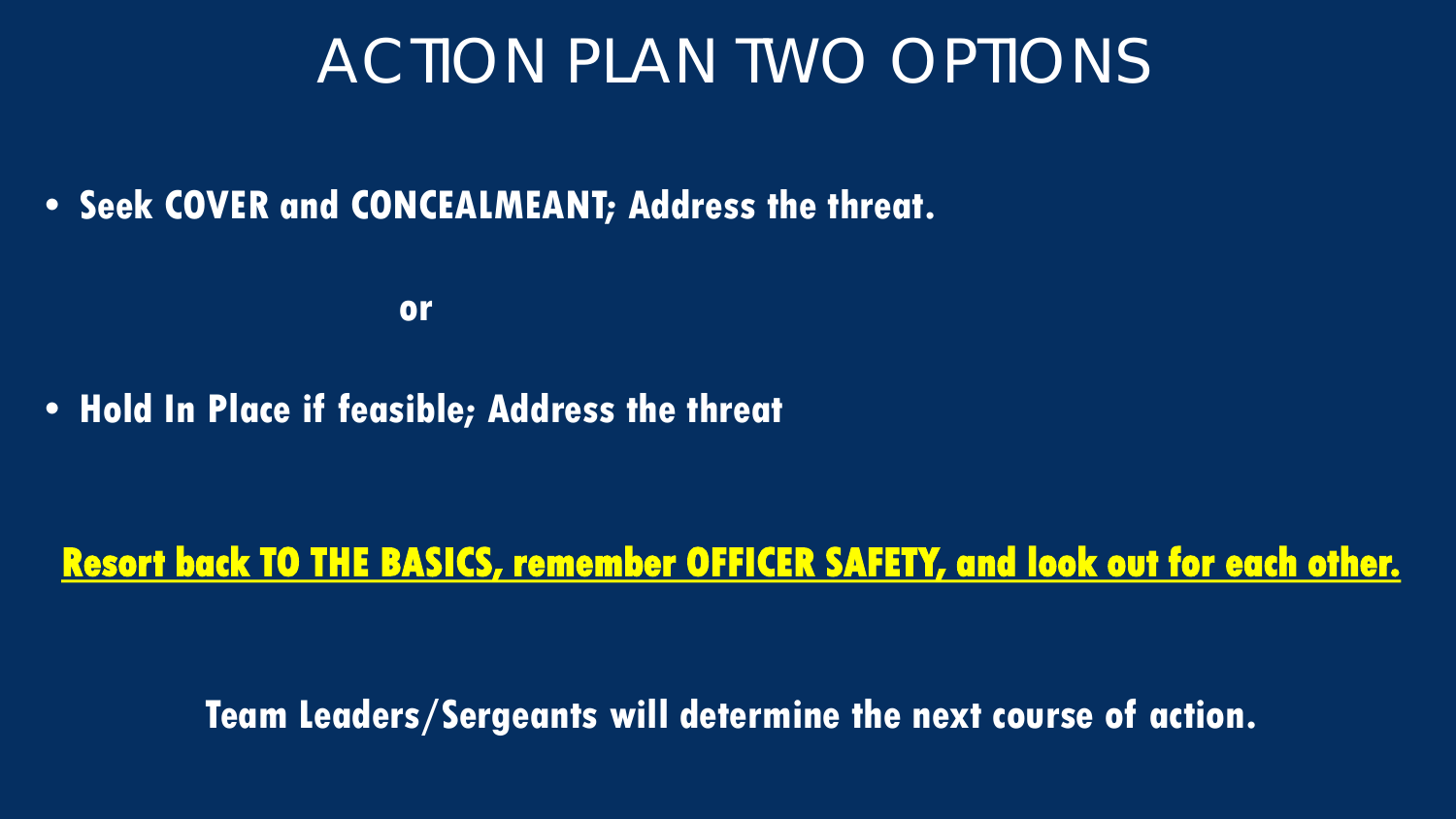# ACTION PLAN TWO OPTIONS

- **Seek COVER and CONCEALMEANT; Address the threat.**

**or**

- **Hold In Place if feasible; Address the threat**

**Resort back TO THE BASICS, remember OFFICER SAFETY, and look out for each other.**

**Team Leaders/Sergeants will determine the next course of action.**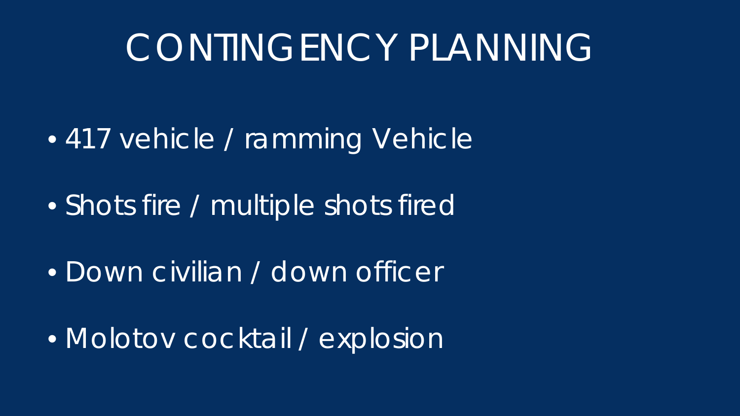# CONTINGENCY PLANNING

- 417 vehicle / ramming Vehicle
- Shots fire / multiple shots fired
- Down civilian / down officer
- Molotov cocktail / explosion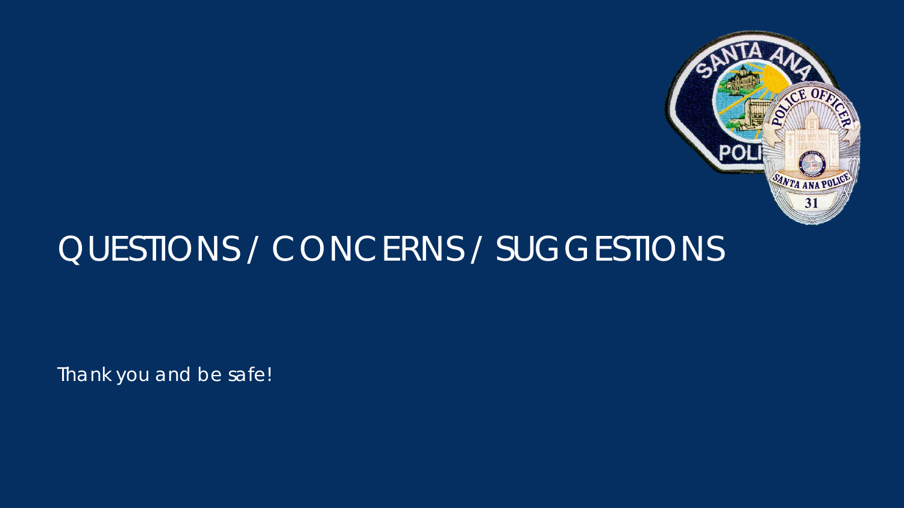# QUESTIONS / CONCERNS / SUGGESTIONS

Thank you and be safe!